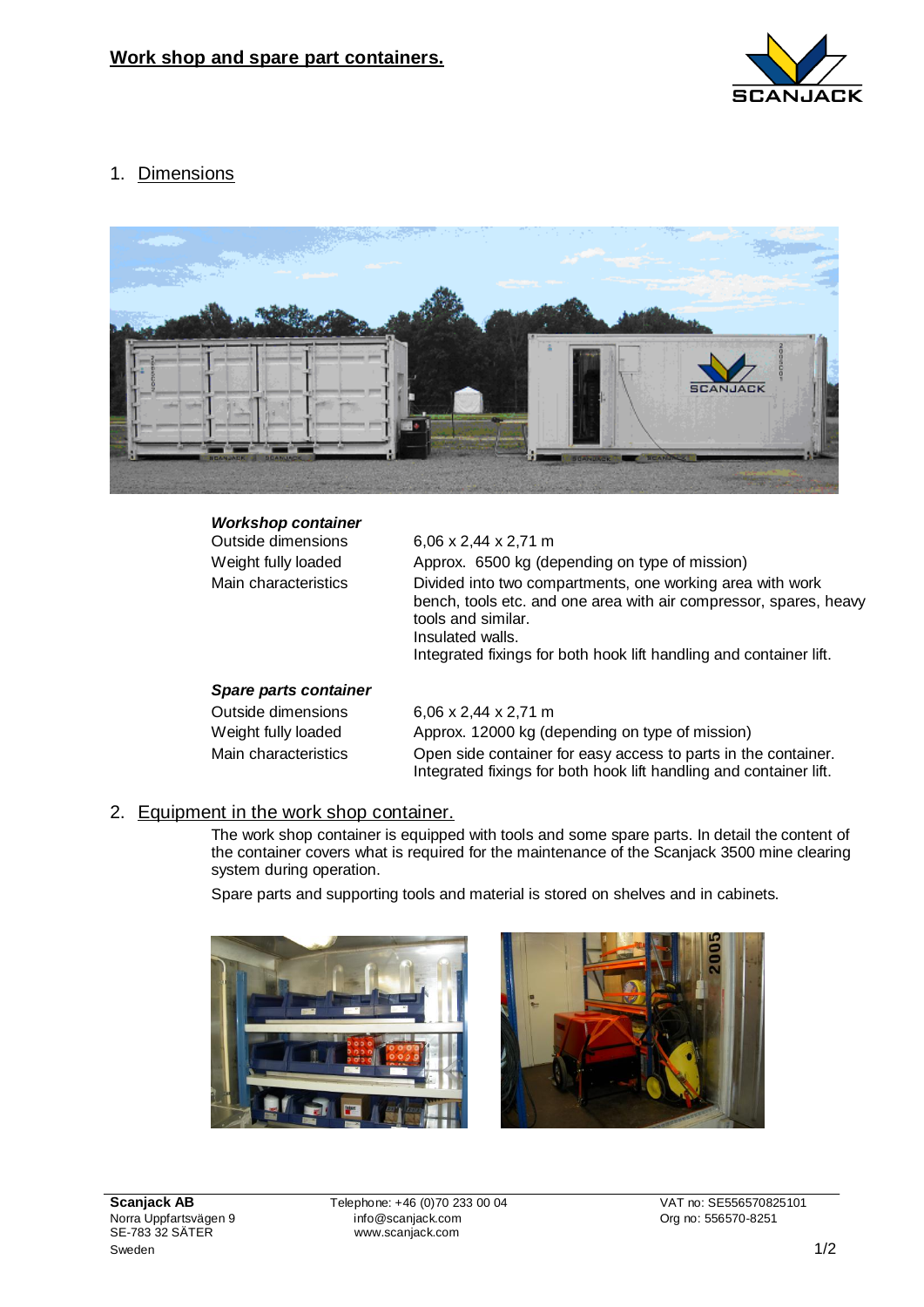# Work shop and spare part containers.

## 1. Dimensions

### *Workshop container*

| | |
|---|---|
| Outside dimensions | 6,06 x 2,44 x 2,71 m |
| Weight fully loaded | Approx. 6500 kg (depending on type of mission) |
| Main characteristics | Divided into two compartments, one working area with work bench, tools etc. and one area with air compressor, spares, heavy tools and similar.<br>Insulated walls.<br>Integrated fixings for both hook lift handling and container lift. |

### *Spare parts container*

| | |
|---|---|
| Outside dimensions | 6,06 x 2,44 x 2,71 m |
| Weight fully loaded | Approx. 12000 kg (depending on type of mission) |
| Main characteristics | Open side container for easy access to parts in the container.<br>Integrated fixings for both hook lift handling and container lift. |

## 2. Equipment in the work shop container.

The work shop container is equipped with tools and some spare parts. In detail the content of the container covers what is required for the maintenance of the Scanjack 3500 mine clearing system during operation.

Spare parts and supporting tools and material is stored on shelves and in cabinets.

**Scanjack AB**
Norra Uppfartsvägen 9
SE-783 32 SÄTER
Sweden

Telephone: +46 (0)70 233 00 04
info@scanjack.com
www.scanjack.com

VAT no: SE556570825101
Org no: 556570-8251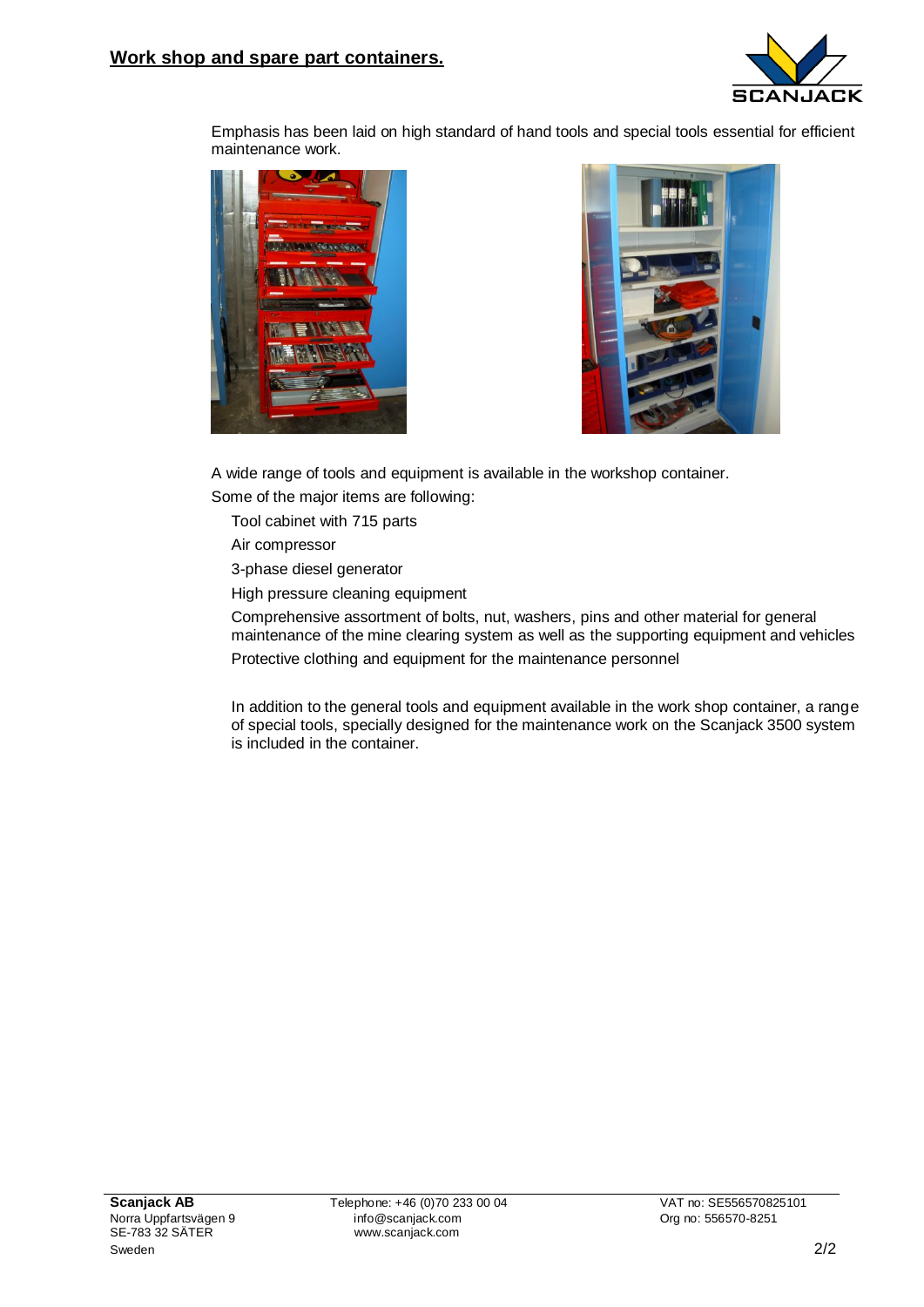## Work shop and spare part containers.

Emphasis has been laid on high standard of hand tools and special tools essential for efficient maintenance work.

A wide range of tools and equipment is available in the workshop container.

Some of the major items are following:

- Tool cabinet with 715 parts
- Air compressor
- 3-phase diesel generator
- High pressure cleaning equipment
- Comprehensive assortment of bolts, nut, washers, pins and other material for general maintenance of the mine clearing system as well as the supporting equipment and vehicles
- Protective clothing and equipment for the maintenance personnel

In addition to the general tools and equipment available in the work shop container, a range of special tools, specially designed for the maintenance work on the Scanjack 3500 system is included in the container.

**Scanjack AB**
Norra Uppfartsvägen 9
SE-783 32 SÄTER
Sweden

Telephone: +46 (0)70 233 00 04
info@scanjack.com
www.scanjack.com

VAT no: SE556570825101
Org no: 556570-8251